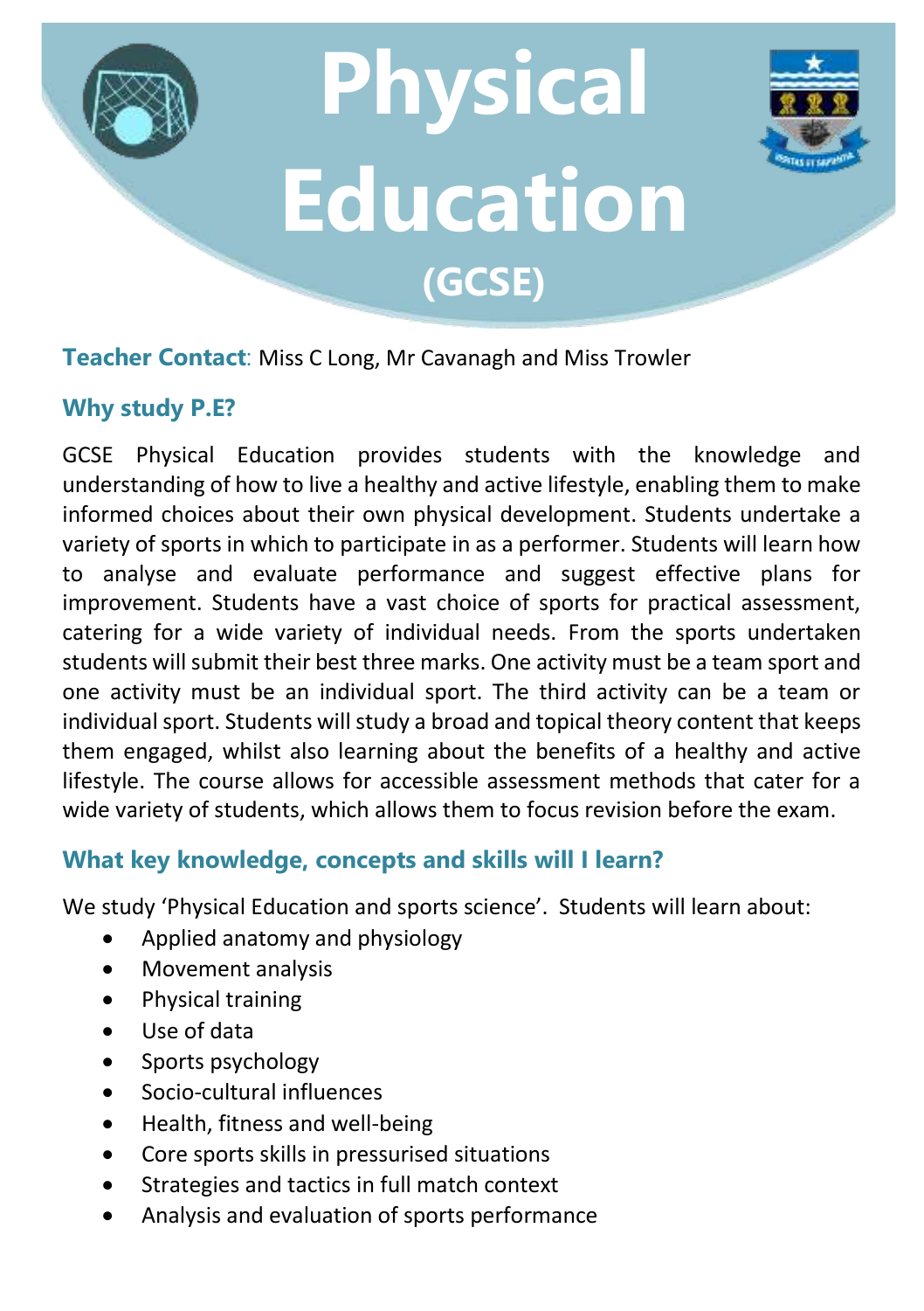# Physical Education (GCSE)

**Teacher Contact**: Miss C Long, Mr Cavanagh and Miss Trowler

## Why study P.E?

GCSE Physical Education provides students with the knowledge and understanding of how to live a healthy and active lifestyle, enabling them to make informed choices about their own physical development. Students undertake a variety of sports in which to participate in as a performer. Students will learn how to analyse and evaluate performance and suggest effective plans for improvement. Students have a vast choice of sports for practical assessment, catering for a wide variety of individual needs. From the sports undertaken students will submit their best three marks. One activity must be a team sport and one activity must be an individual sport. The third activity can be a team or individual sport. Students will study a broad and topical theory content that keeps them engaged, whilst also learning about the benefits of a healthy and active lifestyle. The course allows for accessible assessment methods that cater for a wide variety of students, which allows them to focus revision before the exam.

## What key knowledge, concepts and skills will I learn?

We study 'Physical Education and sports science'. Students will learn about:

- Applied anatomy and physiology
- Movement analysis
- Physical training
- Use of data
- Sports psychology
- Socio-cultural influences
- Health, fitness and well-being
- Core sports skills in pressurised situations
- Strategies and tactics in full match context
- Analysis and evaluation of sports performance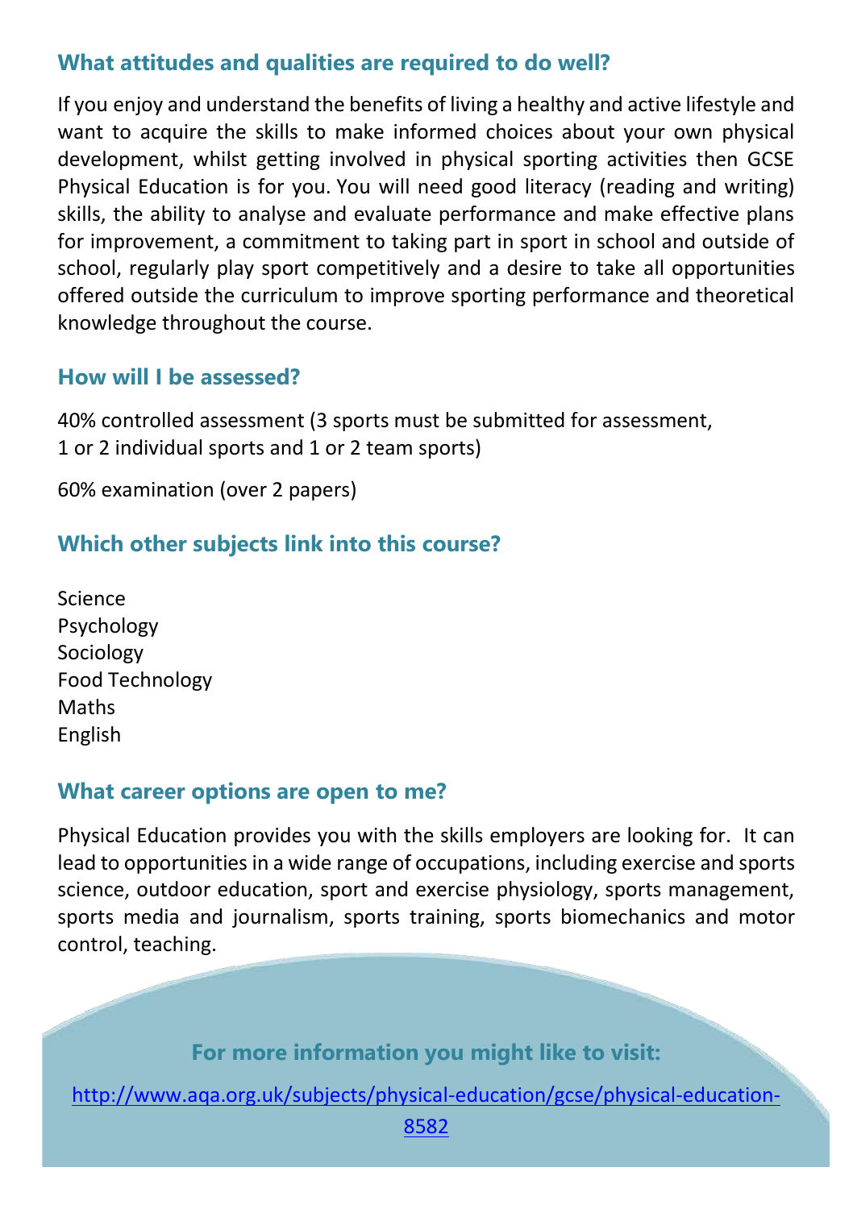## What attitudes and qualities are required to do well?

If you enjoy and understand the benefits of living a healthy and active lifestyle and want to acquire the skills to make informed choices about your own physical development, whilst getting involved in physical sporting activities then GCSE Physical Education is for you. You will need good literacy (reading and writing) skills, the ability to analyse and evaluate performance and make effective plans for improvement, a commitment to taking part in sport in school and outside of school, regularly play sport competitively and a desire to take all opportunities offered outside the curriculum to improve sporting performance and theoretical knowledge throughout the course.

## How will I be assessed?

40% controlled assessment (3 sports must be submitted for assessment, 1 or 2 individual sports and 1 or 2 team sports)

60% examination (over 2 papers)

## Which other subjects link into this course?

Science
Psychology
Sociology
Food Technology
Maths
English

## What career options are open to me?

Physical Education provides you with the skills employers are looking for. It can lead to opportunities in a wide range of occupations, including exercise and sports science, outdoor education, sport and exercise physiology, sports management, sports media and journalism, sports training, sports biomechanics and motor control, teaching.

**For more information you might like to visit:**

http://www.aqa.org.uk/subjects/physical-education/gcse/physical-education-8582